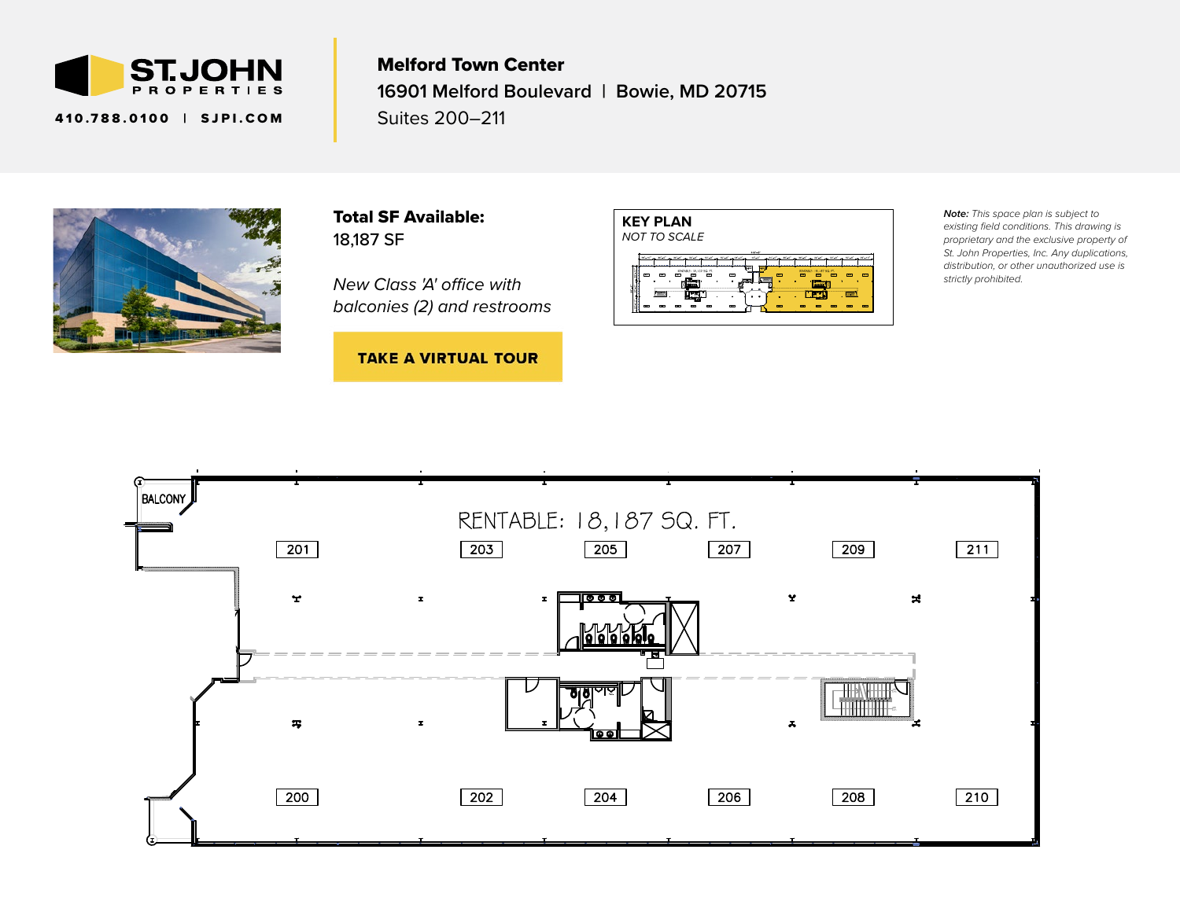**ST.JOHN PROPERTIES**

410.788.0100 | SJPI.COM

# Melford Town Center

**16901 Melford Boulevard | Bowie, MD 20715**

Suites 200–211

**Total SF Available:**
18,187 SF

*New Class 'A' office with balconies (2) and restrooms*

**TAKE A VIRTUAL TOUR**

**KEY PLAN**
*NOT TO SCALE*

***Note:*** *This space plan is subject to existing field conditions. This drawing is proprietary and the exclusive property of St. John Properties, Inc. Any duplications, distribution, or other unauthorized use is strictly prohibited.*

BALCONY

RENTABLE: 18,187 SQ. FT.

201 | 203 | 205 | 207 | 209 | 211

200 | 202 | 204 | 206 | 208 | 210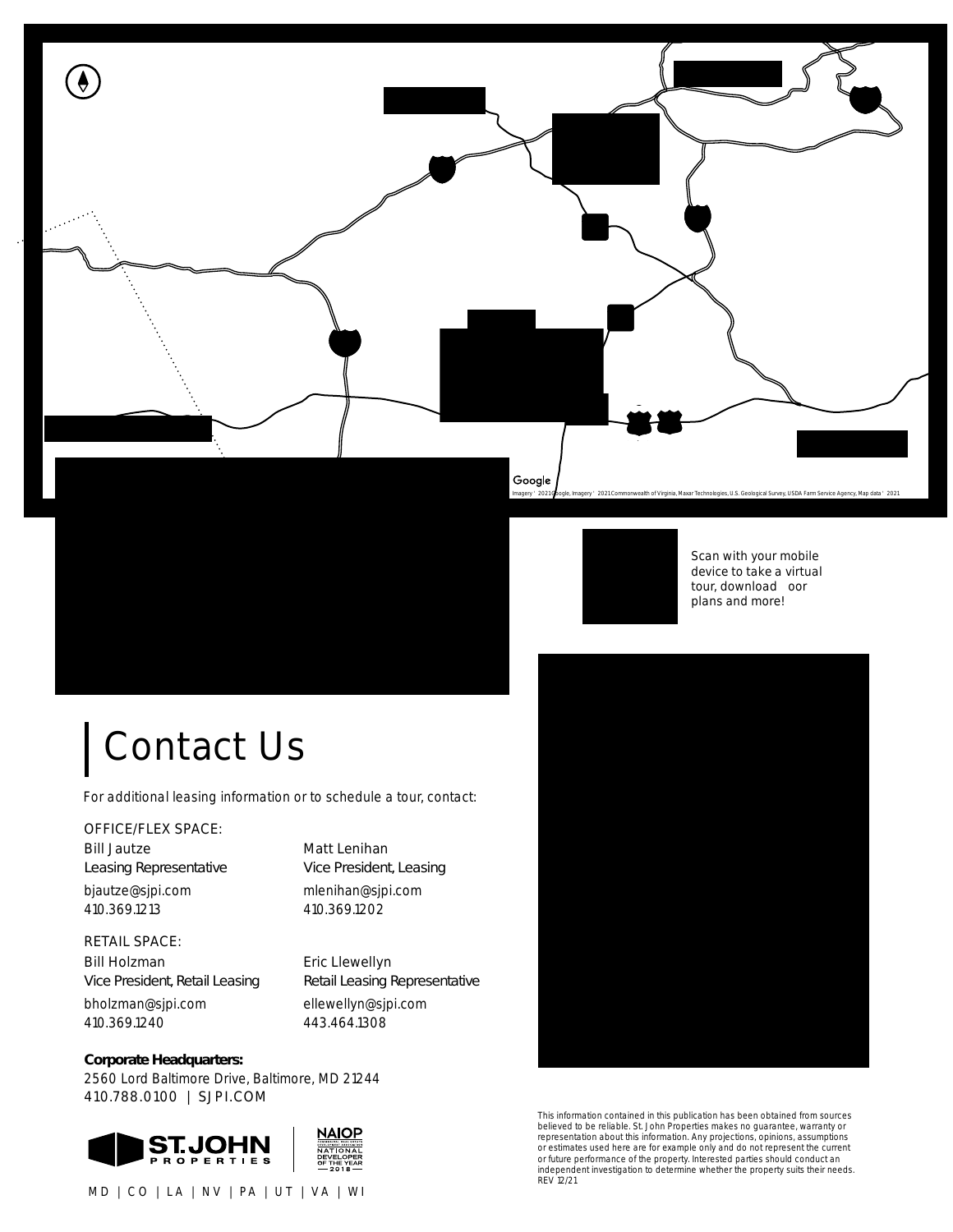Google

Imagery © 2021 Google, Imagery © 2021 Commonwealth of Virginia, Maxar Technologies, U.S. Geological Survey, USDA Farm Service Agency, Map data © 2021

Scan with your mobile device to take a virtual tour, download oor plans and more!

## Contact Us

*For additional leasing information or to schedule a tour, contact:*

OFFICE/FLEX SPACE:

Bill Jautze
Leasing Representative
bjautze@sjpi.com
410.369.1213

Matt Lenihan
Vice President, Leasing
mlenihan@sjpi.com
410.369.1202

RETAIL SPACE:

Bill Holzman
Vice President, Retail Leasing
bholzman@sjpi.com
410.369.1240

Eric Llewellyn
Retail Leasing Representative
ellewellyn@sjpi.com
443.464.1308

**Corporate Headquarters:**
2560 Lord Baltimore Drive, Baltimore, MD 21244
410.788.0100 | SJPI.COM

ST. JOHN PROPERTIES

NAIOP NATIONAL DEVELOPER OF THE YEAR 2018

MD | CO | LA | NV | PA | UT | VA | WI

This information contained in this publication has been obtained from sources believed to be reliable. St. John Properties makes no guarantee, warranty or representation about this information. Any projections, opinions, assumptions or estimates used here are for example only and do not represent the current or future performance of the property. Interested parties should conduct an independent investigation to determine whether the property suits their needs. REV 12/21